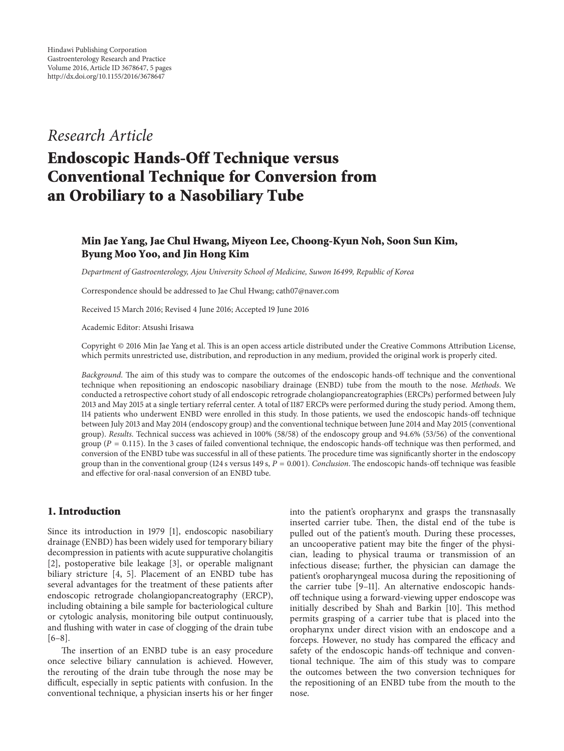Hindawi Publishing Corporation
Gastroenterology Research and Practice
Volume 2016, Article ID 3678647, 5 pages
http://dx.doi.org/10.1155/2016/3678647

*Research Article*

# Endoscopic Hands-Off Technique versus Conventional Technique for Conversion from an Orobiliary to a Nasobiliary Tube

**Min Jae Yang, Jae Chul Hwang, Miyeon Lee, Choong-Kyun Noh, Soon Sun Kim, Byung Moo Yoo, and Jin Hong Kim**

*Department of Gastroenterology, Ajou University School of Medicine, Suwon 16499, Republic of Korea*

Correspondence should be addressed to Jae Chul Hwang; cath07@naver.com

Received 15 March 2016; Revised 4 June 2016; Accepted 19 June 2016

Academic Editor: Atsushi Irisawa

Copyright © 2016 Min Jae Yang et al. This is an open access article distributed under the Creative Commons Attribution License, which permits unrestricted use, distribution, and reproduction in any medium, provided the original work is properly cited.

*Background*. The aim of this study was to compare the outcomes of the endoscopic hands-off technique and the conventional technique when repositioning an endoscopic nasobiliary drainage (ENBD) tube from the mouth to the nose. *Methods*. We conducted a retrospective cohort study of all endoscopic retrograde cholangiopancreatographies (ERCPs) performed between July 2013 and May 2015 at a single tertiary referral center. A total of 1187 ERCPs were performed during the study period. Among them, 114 patients who underwent ENBD were enrolled in this study. In those patients, we used the endoscopic hands-off technique between July 2013 and May 2014 (endoscopy group) and the conventional technique between June 2014 and May 2015 (conventional group). *Results*. Technical success was achieved in 100% (58/58) of the endoscopy group and 94.6% (53/56) of the conventional group ($P = 0.115$). In the 3 cases of failed conventional technique, the endoscopic hands-off technique was then performed, and conversion of the ENBD tube was successful in all of these patients. The procedure time was significantly shorter in the endoscopy group than in the conventional group (124 s versus 149 s, $P = 0.001$). *Conclusion*. The endoscopic hands-off technique was feasible and effective for oral-nasal conversion of an ENBD tube.

## 1. Introduction

Since its introduction in 1979 [1], endoscopic nasobiliary drainage (ENBD) has been widely used for temporary biliary decompression in patients with acute suppurative cholangitis [2], postoperative bile leakage [3], or operable malignant biliary stricture [4, 5]. Placement of an ENBD tube has several advantages for the treatment of these patients after endoscopic retrograde cholangiopancreatography (ERCP), including obtaining a bile sample for bacteriological culture or cytologic analysis, monitoring bile output continuously, and flushing with water in case of clogging of the drain tube [6–8].

The insertion of an ENBD tube is an easy procedure once selective biliary cannulation is achieved. However, the rerouting of the drain tube through the nose may be difficult, especially in septic patients with confusion. In the conventional technique, a physician inserts his or her finger into the patient's oropharynx and grasps the transnasally inserted carrier tube. Then, the distal end of the tube is pulled out of the patient's mouth. During these processes, an uncooperative patient may bite the finger of the physician, leading to physical trauma or transmission of an infectious disease; further, the physician can damage the patient's oropharyngeal mucosa during the repositioning of the carrier tube [9–11]. An alternative endoscopic hands-off technique using a forward-viewing upper endoscope was initially described by Shah and Barkin [10]. This method permits grasping of a carrier tube that is placed into the oropharynx under direct vision with an endoscope and a forceps. However, no study has compared the efficacy and safety of the endoscopic hands-off technique and conventional technique. The aim of this study was to compare the outcomes between the two conversion techniques for the repositioning of an ENBD tube from the mouth to the nose.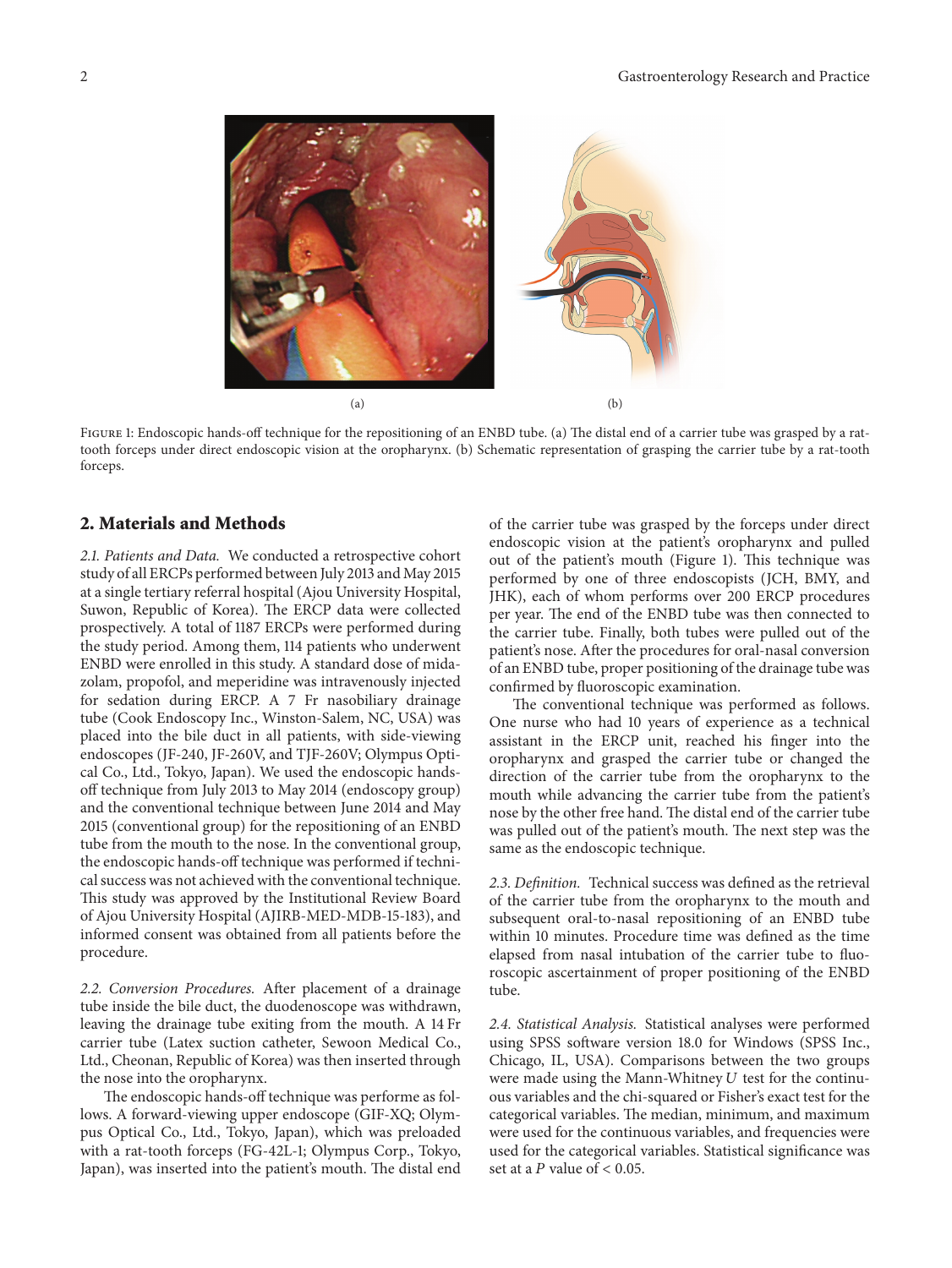Figure 1: Endoscopic hands-off technique for the repositioning of an ENBD tube. (a) The distal end of a carrier tube was grasped by a rat-tooth forceps under direct endoscopic vision at the oropharynx. (b) Schematic representation of grasping the carrier tube by a rat-tooth forceps.

## 2. Materials and Methods

*2.1. Patients and Data.* We conducted a retrospective cohort study of all ERCPs performed between July 2013 and May 2015 at a single tertiary referral hospital (Ajou University Hospital, Suwon, Republic of Korea). The ERCP data were collected prospectively. A total of 1187 ERCPs were performed during the study period. Among them, 114 patients who underwent ENBD were enrolled in this study. A standard dose of midazolam, propofol, and meperidine was intravenously injected for sedation during ERCP. A 7 Fr nasobiliary drainage tube (Cook Endoscopy Inc., Winston-Salem, NC, USA) was placed into the bile duct in all patients, with side-viewing endoscopes (JF-240, JF-260V, and TJF-260V; Olympus Optical Co., Ltd., Tokyo, Japan). We used the endoscopic hands-off technique from July 2013 to May 2014 (endoscopy group) and the conventional technique between June 2014 and May 2015 (conventional group) for the repositioning of an ENBD tube from the mouth to the nose. In the conventional group, the endoscopic hands-off technique was performed if technical success was not achieved with the conventional technique. This study was approved by the Institutional Review Board of Ajou University Hospital (AJIRB-MED-MDB-15-183), and informed consent was obtained from all patients before the procedure.

*2.2. Conversion Procedures.* After placement of a drainage tube inside the bile duct, the duodenoscope was withdrawn, leaving the drainage tube exiting from the mouth. A 14 Fr carrier tube (Latex suction catheter, Sewoon Medical Co., Ltd., Cheonan, Republic of Korea) was then inserted through the nose into the oropharynx.

The endoscopic hands-off technique was performe as follows. A forward-viewing upper endoscope (GIF-XQ; Olympus Optical Co., Ltd., Tokyo, Japan), which was preloaded with a rat-tooth forceps (FG-42L-1; Olympus Corp., Tokyo, Japan), was inserted into the patient's mouth. The distal end of the carrier tube was grasped by the forceps under direct endoscopic vision at the patient's oropharynx and pulled out of the patient's mouth (Figure 1). This technique was performed by one of three endoscopists (JCH, BMY, and JHK), each of whom performs over 200 ERCP procedures per year. The end of the ENBD tube was then connected to the carrier tube. Finally, both tubes were pulled out of the patient's nose. After the procedures for oral-nasal conversion of an ENBD tube, proper positioning of the drainage tube was confirmed by fluoroscopic examination.

The conventional technique was performed as follows. One nurse who had 10 years of experience as a technical assistant in the ERCP unit, reached his finger into the oropharynx and grasped the carrier tube or changed the direction of the carrier tube from the oropharynx to the mouth while advancing the carrier tube from the patient's nose by the other free hand. The distal end of the carrier tube was pulled out of the patient's mouth. The next step was the same as the endoscopic technique.

*2.3. Definition.* Technical success was defined as the retrieval of the carrier tube from the oropharynx to the mouth and subsequent oral-to-nasal repositioning of an ENBD tube within 10 minutes. Procedure time was defined as the time elapsed from nasal intubation of the carrier tube to fluoroscopic ascertainment of proper positioning of the ENBD tube.

*2.4. Statistical Analysis.* Statistical analyses were performed using SPSS software version 18.0 for Windows (SPSS Inc., Chicago, IL, USA). Comparisons between the two groups were made using the Mann-Whitney $U$ test for the continuous variables and the chi-squared or Fisher's exact test for the categorical variables. The median, minimum, and maximum were used for the continuous variables, and frequencies were used for the categorical variables. Statistical significance was set at a $P$ value of $< 0.05$.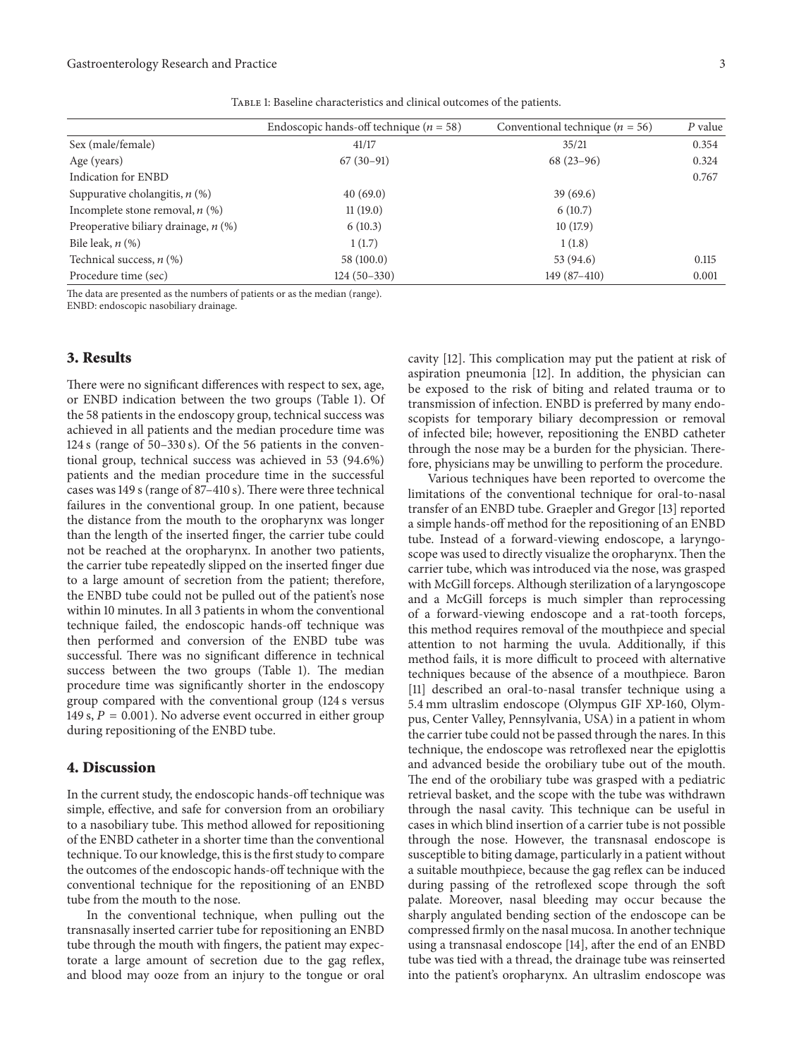Table 1: Baseline characteristics and clinical outcomes of the patients.

| | Endoscopic hands-off technique ($n$ = 58) | Conventional technique ($n$ = 56) | $P$ value |
|---|---|---|---|
| Sex (male/female) | 41/17 | 35/21 | 0.354 |
| Age (years) | 67 (30–91) | 68 (23–96) | 0.324 |
| Indication for ENBD | | | 0.767 |
| Suppurative cholangitis, $n$ (%) | 40 (69.0) | 39 (69.6) | |
| Incomplete stone removal, $n$ (%) | 11 (19.0) | 6 (10.7) | |
| Preoperative biliary drainage, $n$ (%) | 6 (10.3) | 10 (17.9) | |
| Bile leak, $n$ (%) | 1 (1.7) | 1 (1.8) | |
| Technical success, $n$ (%) | 58 (100.0) | 53 (94.6) | 0.115 |
| Procedure time (sec) | 124 (50–330) | 149 (87–410) | 0.001 |

The data are presented as the numbers of patients or as the median (range).
ENBD: endoscopic nasobiliary drainage.

## 3. Results

There were no significant differences with respect to sex, age, or ENBD indication between the two groups (Table 1). Of the 58 patients in the endoscopy group, technical success was achieved in all patients and the median procedure time was 124 s (range of 50–330 s). Of the 56 patients in the conventional group, technical success was achieved in 53 (94.6%) patients and the median procedure time in the successful cases was 149 s (range of 87–410 s). There were three technical failures in the conventional group. In one patient, because the distance from the mouth to the oropharynx was longer than the length of the inserted finger, the carrier tube could not be reached at the oropharynx. In another two patients, the carrier tube repeatedly slipped on the inserted finger due to a large amount of secretion from the patient; therefore, the ENBD tube could not be pulled out of the patient's nose within 10 minutes. In all 3 patients in whom the conventional technique failed, the endoscopic hands-off technique was then performed and conversion of the ENBD tube was successful. There was no significant difference in technical success between the two groups (Table 1). The median procedure time was significantly shorter in the endoscopy group compared with the conventional group (124 s versus 149 s, $P = 0.001$). No adverse event occurred in either group during repositioning of the ENBD tube.

## 4. Discussion

In the current study, the endoscopic hands-off technique was simple, effective, and safe for conversion from an orobiliary to a nasobiliary tube. This method allowed for repositioning of the ENBD catheter in a shorter time than the conventional technique. To our knowledge, this is the first study to compare the outcomes of the endoscopic hands-off technique with the conventional technique for the repositioning of an ENBD tube from the mouth to the nose.

In the conventional technique, when pulling out the transnasally inserted carrier tube for repositioning an ENBD tube through the mouth with fingers, the patient may expectorate a large amount of secretion due to the gag reflex, and blood may ooze from an injury to the tongue or oral cavity [12]. This complication may put the patient at risk of aspiration pneumonia [12]. In addition, the physician can be exposed to the risk of biting and related trauma or to transmission of infection. ENBD is preferred by many endoscopists for temporary biliary decompression or removal of infected bile; however, repositioning the ENBD catheter through the nose may be a burden for the physician. Therefore, physicians may be unwilling to perform the procedure.

Various techniques have been reported to overcome the limitations of the conventional technique for oral-to-nasal transfer of an ENBD tube. Graepler and Gregor [13] reported a simple hands-off method for the repositioning of an ENBD tube. Instead of a forward-viewing endoscope, a laryngoscope was used to directly visualize the oropharynx. Then the carrier tube, which was introduced via the nose, was grasped with McGill forceps. Although sterilization of a laryngoscope and a McGill forceps is much simpler than reprocessing of a forward-viewing endoscope and a rat-tooth forceps, this method requires removal of the mouthpiece and special attention to not harming the uvula. Additionally, if this method fails, it is more difficult to proceed with alternative techniques because of the absence of a mouthpiece. Baron [11] described an oral-to-nasal transfer technique using a 5.4 mm ultraslim endoscope (Olympus GIF XP-160, Olympus, Center Valley, Pennsylvania, USA) in a patient in whom the carrier tube could not be passed through the nares. In this technique, the endoscope was retroflexed near the epiglottis and advanced beside the orobiliary tube out of the mouth. The end of the orobiliary tube was grasped with a pediatric retrieval basket, and the scope with the tube was withdrawn through the nasal cavity. This technique can be useful in cases in which blind insertion of a carrier tube is not possible through the nose. However, the transnasal endoscope is susceptible to biting damage, particularly in a patient without a suitable mouthpiece, because the gag reflex can be induced during passing of the retroflexed scope through the soft palate. Moreover, nasal bleeding may occur because the sharply angulated bending section of the endoscope can be compressed firmly on the nasal mucosa. In another technique using a transnasal endoscope [14], after the end of an ENBD tube was tied with a thread, the drainage tube was reinserted into the patient's oropharynx. An ultraslim endoscope was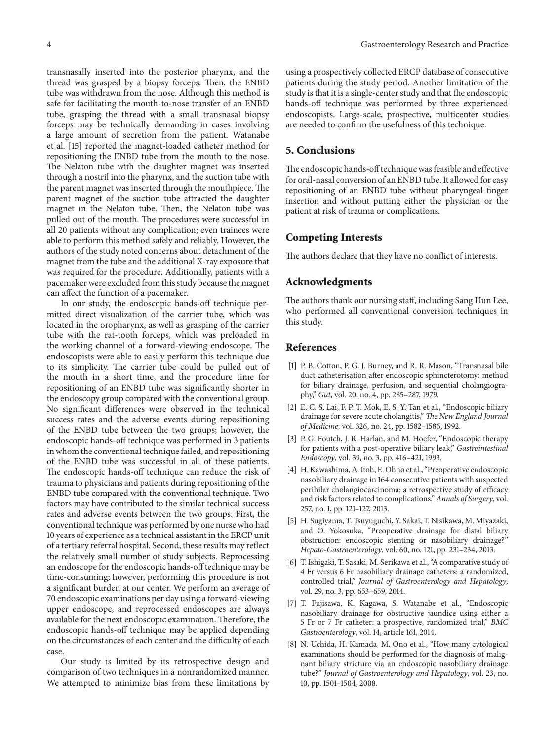transnasally inserted into the posterior pharynx, and the thread was grasped by a biopsy forceps. Then, the ENBD tube was withdrawn from the nose. Although this method is safe for facilitating the mouth-to-nose transfer of an ENBD tube, grasping the thread with a small transnasal biopsy forceps may be technically demanding in cases involving a large amount of secretion from the patient. Watanabe et al. [15] reported the magnet-loaded catheter method for repositioning the ENBD tube from the mouth to the nose. The Nelaton tube with the daughter magnet was inserted through a nostril into the pharynx, and the suction tube with the parent magnet was inserted through the mouthpiece. The parent magnet of the suction tube attracted the daughter magnet in the Nelaton tube. Then, the Nelaton tube was pulled out of the mouth. The procedures were successful in all 20 patients without any complication; even trainees were able to perform this method safely and reliably. However, the authors of the study noted concerns about detachment of the magnet from the tube and the additional X-ray exposure that was required for the procedure. Additionally, patients with a pacemaker were excluded from this study because the magnet can affect the function of a pacemaker.

In our study, the endoscopic hands-off technique permitted direct visualization of the carrier tube, which was located in the oropharynx, as well as grasping of the carrier tube with the rat-tooth forceps, which was preloaded in the working channel of a forward-viewing endoscope. The endoscopists were able to easily perform this technique due to its simplicity. The carrier tube could be pulled out of the mouth in a short time, and the procedure time for repositioning of an ENBD tube was significantly shorter in the endoscopy group compared with the conventional group. No significant differences were observed in the technical success rates and the adverse events during repositioning of the ENBD tube between the two groups; however, the endoscopic hands-off technique was performed in 3 patients in whom the conventional technique failed, and repositioning of the ENBD tube was successful in all of these patients. The endoscopic hands-off technique can reduce the risk of trauma to physicians and patients during repositioning of the ENBD tube compared with the conventional technique. Two factors may have contributed to the similar technical success rates and adverse events between the two groups. First, the conventional technique was performed by one nurse who had 10 years of experience as a technical assistant in the ERCP unit of a tertiary referral hospital. Second, these results may reflect the relatively small number of study subjects. Reprocessing an endoscope for the endoscopic hands-off technique may be time-consuming; however, performing this procedure is not a significant burden at our center. We perform an average of 70 endoscopic examinations per day using a forward-viewing upper endoscope, and reprocessed endoscopes are always available for the next endoscopic examination. Therefore, the endoscopic hands-off technique may be applied depending on the circumstances of each center and the difficulty of each case.

Our study is limited by its retrospective design and comparison of two techniques in a nonrandomized manner. We attempted to minimize bias from these limitations by using a prospectively collected ERCP database of consecutive patients during the study period. Another limitation of the study is that it is a single-center study and that the endoscopic hands-off technique was performed by three experienced endoscopists. Large-scale, prospective, multicenter studies are needed to confirm the usefulness of this technique.

## 5. Conclusions

The endoscopic hands-off technique was feasible and effective for oral-nasal conversion of an ENBD tube. It allowed for easy repositioning of an ENBD tube without pharyngeal finger insertion and without putting either the physician or the patient at risk of trauma or complications.

## Competing Interests

The authors declare that they have no conflict of interests.

## Acknowledgments

The authors thank our nursing staff, including Sang Hun Lee, who performed all conventional conversion techniques in this study.

## References

[1] P. B. Cotton, P. G. J. Burney, and R. R. Mason, "Transnasal bile duct catheterisation after endoscopic sphincterotomy: method for biliary drainage, perfusion, and sequential cholangiography," *Gut*, vol. 20, no. 4, pp. 285–287, 1979.

[2] E. C. S. Lai, F. P. T. Mok, E. S. Y. Tan et al., "Endoscopic biliary drainage for severe acute cholangitis," *The New England Journal of Medicine*, vol. 326, no. 24, pp. 1582–1586, 1992.

[3] P. G. Foutch, J. R. Harlan, and M. Hoefer, "Endoscopic therapy for patients with a post-operative biliary leak," *Gastrointestinal Endoscopy*, vol. 39, no. 3, pp. 416–421, 1993.

[4] H. Kawashima, A. Itoh, E. Ohno et al., "Preoperative endoscopic nasobiliary drainage in 164 consecutive patients with suspected perihilar cholangiocarcinoma: a retrospective study of efficacy and risk factors related to complications," *Annals of Surgery*, vol. 257, no. 1, pp. 121–127, 2013.

[5] H. Sugiyama, T. Tsuyuguchi, Y. Sakai, T. Nisikawa, M. Miyazaki, and O. Yokosuka, "Preoperative drainage for distal biliary obstruction: endoscopic stenting or nasobiliary drainage?" *Hepato-Gastroenterology*, vol. 60, no. 121, pp. 231–234, 2013.

[6] T. Ishigaki, T. Sasaki, M. Serikawa et al., "A comparative study of 4 Fr versus 6 Fr nasobiliary drainage catheters: a randomized, controlled trial," *Journal of Gastroenterology and Hepatology*, vol. 29, no. 3, pp. 653–659, 2014.

[7] T. Fujisawa, K. Kagawa, S. Watanabe et al., "Endoscopic nasobiliary drainage for obstructive jaundice using either a 5 Fr or 7 Fr catheter: a prospective, randomized trial," *BMC Gastroenterology*, vol. 14, article 161, 2014.

[8] N. Uchida, H. Kamada, M. Ono et al., "How many cytological examinations should be performed for the diagnosis of malignant biliary stricture via an endoscopic nasobiliary drainage tube?" *Journal of Gastroenterology and Hepatology*, vol. 23, no. 10, pp. 1501–1504, 2008.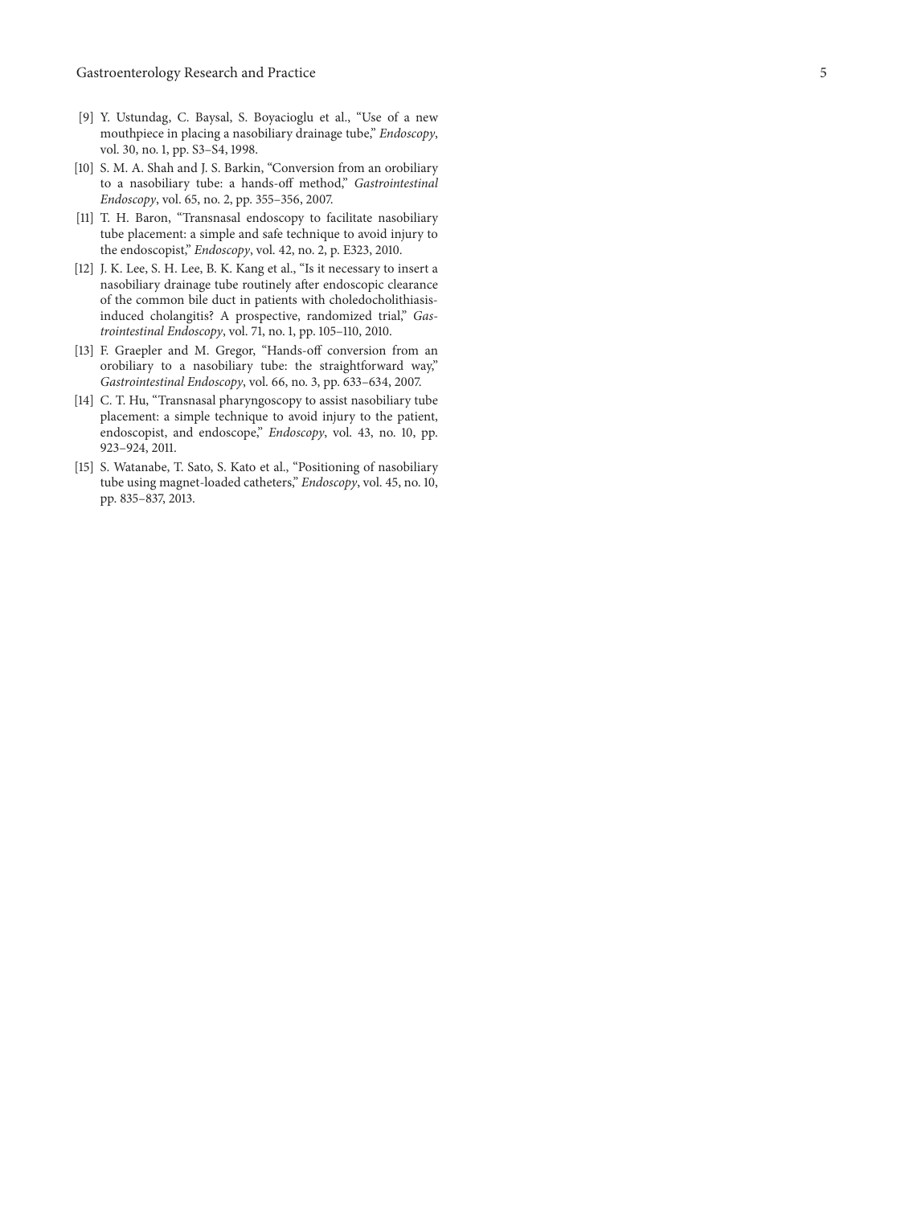[9] Y. Ustundag, C. Baysal, S. Boyacioglu et al., "Use of a new mouthpiece in placing a nasobiliary drainage tube," *Endoscopy*, vol. 30, no. 1, pp. S3–S4, 1998.

[10] S. M. A. Shah and J. S. Barkin, "Conversion from an orobiliary to a nasobiliary tube: a hands-off method," *Gastrointestinal Endoscopy*, vol. 65, no. 2, pp. 355–356, 2007.

[11] T. H. Baron, "Transnasal endoscopy to facilitate nasobiliary tube placement: a simple and safe technique to avoid injury to the endoscopist," *Endoscopy*, vol. 42, no. 2, p. E323, 2010.

[12] J. K. Lee, S. H. Lee, B. K. Kang et al., "Is it necessary to insert a nasobiliary drainage tube routinely after endoscopic clearance of the common bile duct in patients with choledocholithiasis-induced cholangitis? A prospective, randomized trial," *Gastrointestinal Endoscopy*, vol. 71, no. 1, pp. 105–110, 2010.

[13] F. Graepler and M. Gregor, "Hands-off conversion from an orobiliary to a nasobiliary tube: the straightforward way," *Gastrointestinal Endoscopy*, vol. 66, no. 3, pp. 633–634, 2007.

[14] C. T. Hu, "Transnasal pharyngoscopy to assist nasobiliary tube placement: a simple technique to avoid injury to the patient, endoscopist, and endoscope," *Endoscopy*, vol. 43, no. 10, pp. 923–924, 2011.

[15] S. Watanabe, T. Sato, S. Kato et al., "Positioning of nasobiliary tube using magnet-loaded catheters," *Endoscopy*, vol. 45, no. 10, pp. 835–837, 2013.